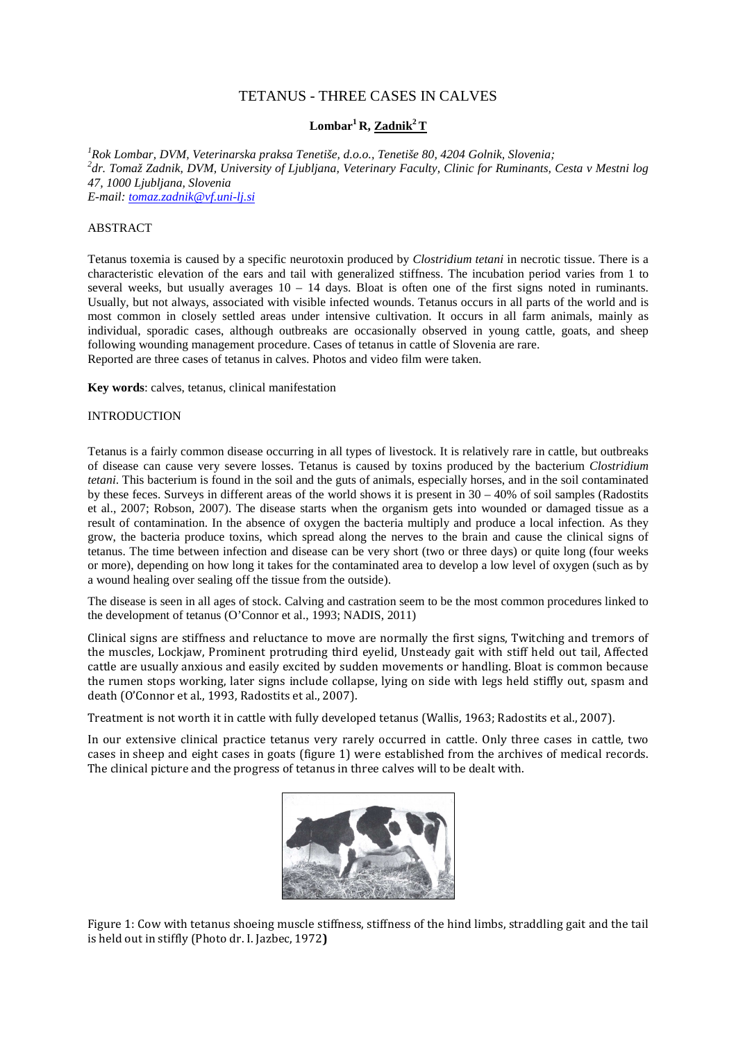# TETANUS - THREE CASES IN CALVES

**Lombar[1] R, Zadnik[2] T**

[1] *Rok Lombar, DVM, Veterinarska praksa Tenetiše, d.o.o., Tenetiše 80, 4204 Golnik, Slovenia;*
[2] *dr. Tomaž Zadnik, DVM, University of Ljubljana, Veterinary Faculty, Clinic for Ruminants, Cesta v Mestni log 47, 1000 Ljubljana, Slovenia*
*E-mail: tomaz.zadnik@vf.uni-lj.si*

## ABSTRACT

Tetanus toxemia is caused by a specific neurotoxin produced by *Clostridium tetani* in necrotic tissue. There is a characteristic elevation of the ears and tail with generalized stiffness. The incubation period varies from 1 to several weeks, but usually averages 10 – 14 days. Bloat is often one of the first signs noted in ruminants. Usually, but not always, associated with visible infected wounds. Tetanus occurs in all parts of the world and is most common in closely settled areas under intensive cultivation. It occurs in all farm animals, mainly as individual, sporadic cases, although outbreaks are occasionally observed in young cattle, goats, and sheep following wounding management procedure. Cases of tetanus in cattle of Slovenia are rare.
Reported are three cases of tetanus in calves. Photos and video film were taken.

**Key words**: calves, tetanus, clinical manifestation

## INTRODUCTION

Tetanus is a fairly common disease occurring in all types of livestock. It is relatively rare in cattle, but outbreaks of disease can cause very severe losses. Tetanus is caused by toxins produced by the bacterium *Clostridium tetani*. This bacterium is found in the soil and the guts of animals, especially horses, and in the soil contaminated by these feces. Surveys in different areas of the world shows it is present in 30 – 40% of soil samples (Radostits et al., 2007; Robson, 2007). The disease starts when the organism gets into wounded or damaged tissue as a result of contamination. In the absence of oxygen the bacteria multiply and produce a local infection. As they grow, the bacteria produce toxins, which spread along the nerves to the brain and cause the clinical signs of tetanus. The time between infection and disease can be very short (two or three days) or quite long (four weeks or more), depending on how long it takes for the contaminated area to develop a low level of oxygen (such as by a wound healing over sealing off the tissue from the outside).

The disease is seen in all ages of stock. Calving and castration seem to be the most common procedures linked to the development of tetanus (O'Connor et al., 1993; NADIS, 2011)

Clinical signs are stiffness and reluctance to move are normally the first signs, Twitching and tremors of the muscles, Lockjaw, Prominent protruding third eyelid, Unsteady gait with stiff held out tail, Affected cattle are usually anxious and easily excited by sudden movements or handling. Bloat is common because the rumen stops working, later signs include collapse, lying on side with legs held stiffly out, spasm and death (O'Connor et al., 1993, Radostits et al., 2007).

Treatment is not worth it in cattle with fully developed tetanus (Wallis, 1963; Radostits et al., 2007).

In our extensive clinical practice tetanus very rarely occurred in cattle. Only three cases in cattle, two cases in sheep and eight cases in goats (figure 1) were established from the archives of medical records. The clinical picture and the progress of tetanus in three calves will to be dealt with.

Figure 1: Cow with tetanus shoeing muscle stiffness, stiffness of the hind limbs, straddling gait and the tail is held out in stiffly (Photo dr. I. Jazbec, 1972**)**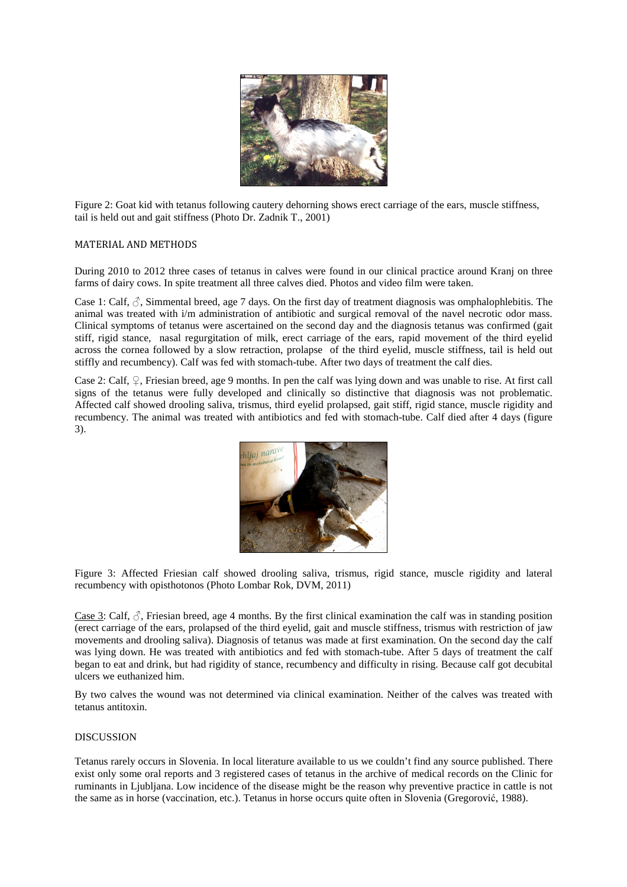Figure 2: Goat kid with tetanus following cautery dehorning shows erect carriage of the ears, muscle stiffness, tail is held out and gait stiffness (Photo Dr. Zadnik T., 2001)

## MATERIAL AND METHODS

During 2010 to 2012 three cases of tetanus in calves were found in our clinical practice around Kranj on three farms of dairy cows. In spite treatment all three calves died. Photos and video film were taken.

Case 1: Calf, ♂, Simmental breed, age 7 days. On the first day of treatment diagnosis was omphalophlebitis. The animal was treated with i/m administration of antibiotic and surgical removal of the navel necrotic odor mass. Clinical symptoms of tetanus were ascertained on the second day and the diagnosis tetanus was confirmed (gait stiff, rigid stance, nasal regurgitation of milk, erect carriage of the ears, rapid movement of the third eyelid across the cornea followed by a slow retraction, prolapse of the third eyelid, muscle stiffness, tail is held out stiffly and recumbency). Calf was fed with stomach-tube. After two days of treatment the calf dies.

Case 2: Calf, ♀, Friesian breed, age 9 months. In pen the calf was lying down and was unable to rise. At first call signs of the tetanus were fully developed and clinically so distinctive that diagnosis was not problematic. Affected calf showed drooling saliva, trismus, third eyelid prolapsed, gait stiff, rigid stance, muscle rigidity and recumbency. The animal was treated with antibiotics and fed with stomach-tube. Calf died after 4 days (figure 3).

Figure 3: Affected Friesian calf showed drooling saliva, trismus, rigid stance, muscle rigidity and lateral recumbency with opisthotonos (Photo Lombar Rok, DVM, 2011)

Case 3: Calf, ♂, Friesian breed, age 4 months. By the first clinical examination the calf was in standing position (erect carriage of the ears, prolapsed of the third eyelid, gait and muscle stiffness, trismus with restriction of jaw movements and drooling saliva). Diagnosis of tetanus was made at first examination. On the second day the calf was lying down. He was treated with antibiotics and fed with stomach-tube. After 5 days of treatment the calf began to eat and drink, but had rigidity of stance, recumbency and difficulty in rising. Because calf got decubital ulcers we euthanized him.

By two calves the wound was not determined via clinical examination. Neither of the calves was treated with tetanus antitoxin.

## DISCUSSION

Tetanus rarely occurs in Slovenia. In local literature available to us we couldn't find any source published. There exist only some oral reports and 3 registered cases of tetanus in the archive of medical records on the Clinic for ruminants in Ljubljana. Low incidence of the disease might be the reason why preventive practice in cattle is not the same as in horse (vaccination, etc.). Tetanus in horse occurs quite often in Slovenia (Gregorović, 1988).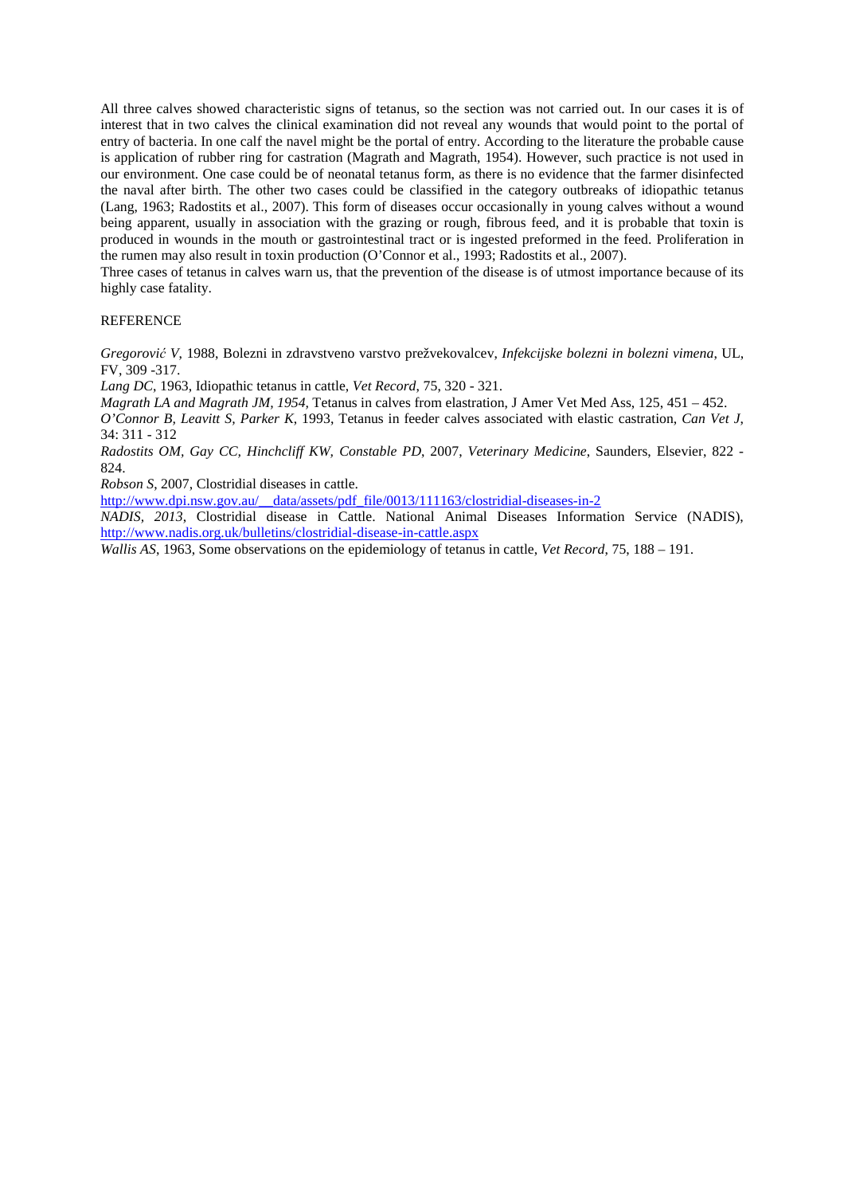All three calves showed characteristic signs of tetanus, so the section was not carried out. In our cases it is of interest that in two calves the clinical examination did not reveal any wounds that would point to the portal of entry of bacteria. In one calf the navel might be the portal of entry. According to the literature the probable cause is application of rubber ring for castration (Magrath and Magrath, 1954). However, such practice is not used in our environment. One case could be of neonatal tetanus form, as there is no evidence that the farmer disinfected the naval after birth. The other two cases could be classified in the category outbreaks of idiopathic tetanus (Lang, 1963; Radostits et al., 2007). This form of diseases occur occasionally in young calves without a wound being apparent, usually in association with the grazing or rough, fibrous feed, and it is probable that toxin is produced in wounds in the mouth or gastrointestinal tract or is ingested preformed in the feed. Proliferation in the rumen may also result in toxin production (O'Connor et al., 1993; Radostits et al., 2007).

Three cases of tetanus in calves warn us, that the prevention of the disease is of utmost importance because of its highly case fatality.

REFERENCE

*Gregorović V*, 1988, Bolezni in zdravstveno varstvo prežvekovalcev, *Infekcijske bolezni in bolezni vimena*, UL, FV, 309 -317.

*Lang DC*, 1963, Idiopathic tetanus in cattle, *Vet Record*, 75, 320 - 321.

*Magrath LA and Magrath JM, 1954*, Tetanus in calves from elastration, J Amer Vet Med Ass, 125, 451 – 452.

*O'Connor B, Leavitt S, Parker K*, 1993, Tetanus in feeder calves associated with elastic castration, *Can Vet J*, 34: 311 - 312

*Radostits OM, Gay CC, Hinchcliff KW, Constable PD*, 2007, *Veterinary Medicine*, Saunders, Elsevier, 822 - 824.

*Robson S*, 2007, Clostridial diseases in cattle.
http://www.dpi.nsw.gov.au/__data/assets/pdf_file/0013/111163/clostridial-diseases-in-2

*NADIS, 2013*, Clostridial disease in Cattle. National Animal Diseases Information Service (NADIS), http://www.nadis.org.uk/bulletins/clostridial-disease-in-cattle.aspx

*Wallis AS*, 1963, Some observations on the epidemiology of tetanus in cattle, *Vet Record*, 75, 188 – 191.